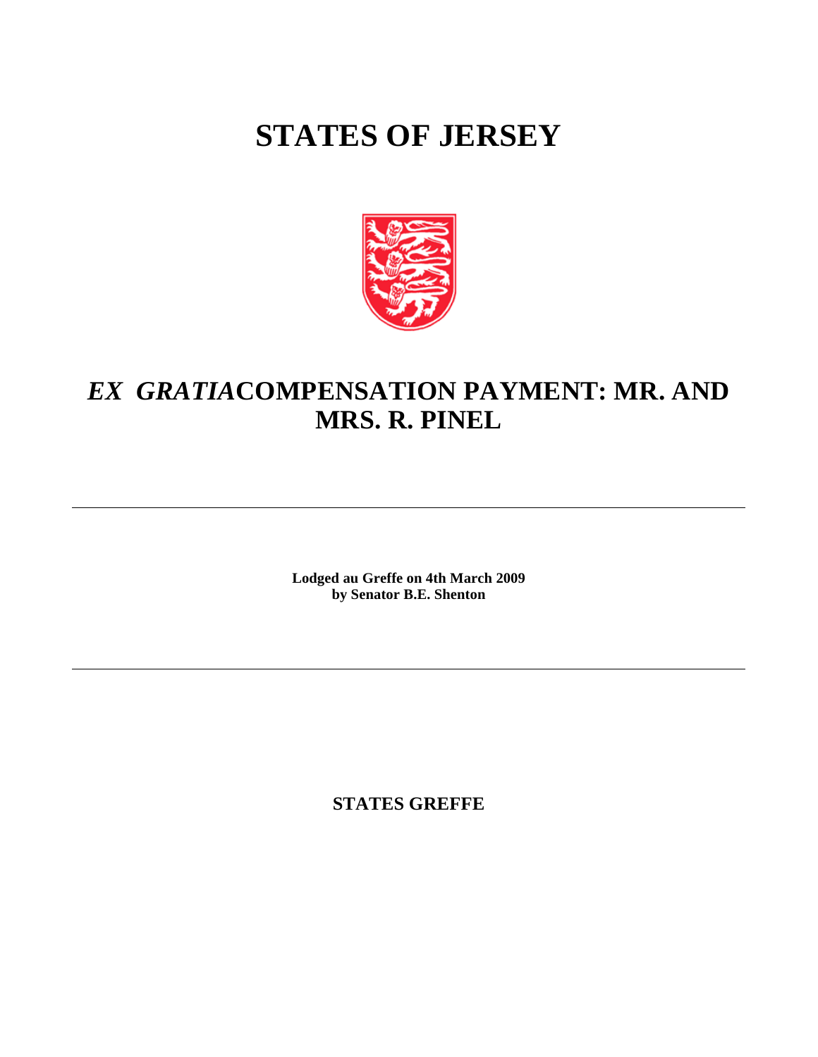# STATES OF JERSEY

## *EX GRATIA* COMPENSATION PAYMENT: MR. AND MRS. R. PINEL

---

**Lodged au Greffe on 4th March 2009**
**by Senator B.E. Shenton**

---

**STATES GREFFE**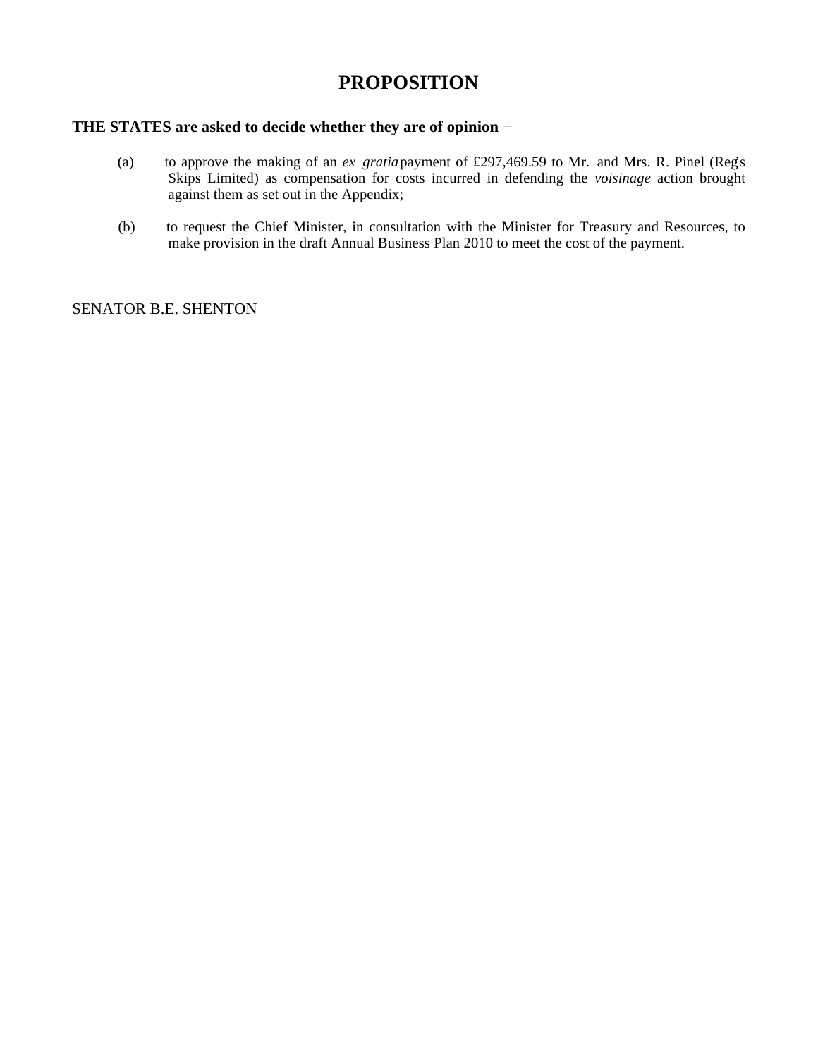# PROPOSITION

**THE STATES are asked to decide whether they are of opinion** −

(a) to approve the making of an *ex gratia* payment of £297,469.59 to Mr. and Mrs. R. Pinel (Reg's Skips Limited) as compensation for costs incurred in defending the *voisinage* action brought against them as set out in the Appendix;

(b) to request the Chief Minister, in consultation with the Minister for Treasury and Resources, to make provision in the draft Annual Business Plan 2010 to meet the cost of the payment.

SENATOR B.E. SHENTON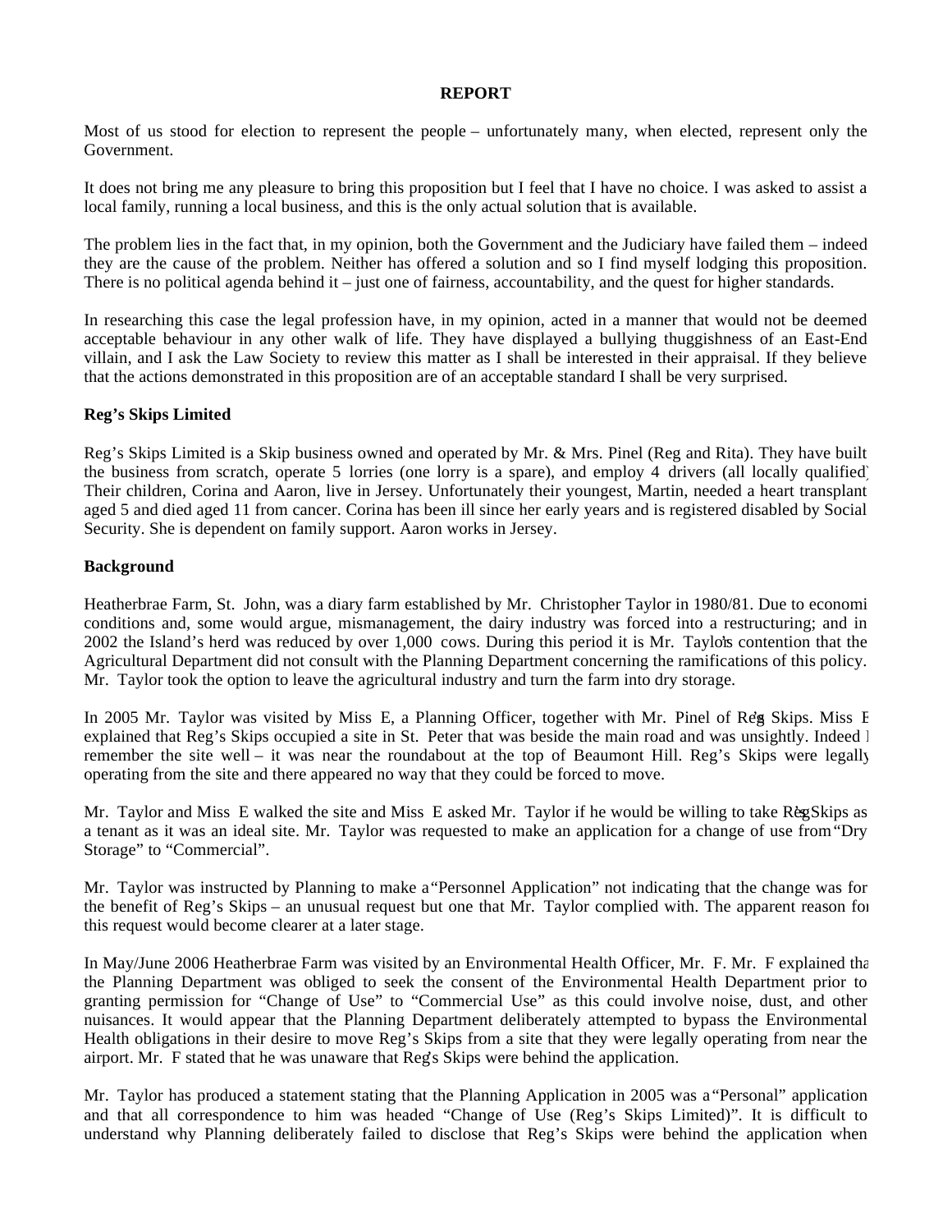**REPORT**

Most of us stood for election to represent the people – unfortunately many, when elected, represent only the Government.

It does not bring me any pleasure to bring this proposition but I feel that I have no choice. I was asked to assist a local family, running a local business, and this is the only actual solution that is available.

The problem lies in the fact that, in my opinion, both the Government and the Judiciary have failed them – indeed they are the cause of the problem. Neither has offered a solution and so I find myself lodging this proposition. There is no political agenda behind it – just one of fairness, accountability, and the quest for higher standards.

In researching this case the legal profession have, in my opinion, acted in a manner that would not be deemed acceptable behaviour in any other walk of life. They have displayed a bullying thuggishness of an East-End villain, and I ask the Law Society to review this matter as I shall be interested in their appraisal. If they believe that the actions demonstrated in this proposition are of an acceptable standard I shall be very surprised.

**Reg's Skips Limited**

Reg's Skips Limited is a Skip business owned and operated by Mr. & Mrs. Pinel (Reg and Rita). They have built the business from scratch, operate 5 lorries (one lorry is a spare), and employ 4 drivers (all locally qualified). Their children, Corina and Aaron, live in Jersey. Unfortunately their youngest, Martin, needed a heart transplant aged 5 and died aged 11 from cancer. Corina has been ill since her early years and is registered disabled by Social Security. She is dependent on family support. Aaron works in Jersey.

**Background**

Heatherbrae Farm, St. John, was a diary farm established by Mr. Christopher Taylor in 1980/81. Due to economic conditions and, some would argue, mismanagement, the dairy industry was forced into a restructuring; and in 2002 the Island's herd was reduced by over 1,000 cows. During this period it is Mr. Taylor's contention that the Agricultural Department did not consult with the Planning Department concerning the ramifications of this policy. Mr. Taylor took the option to leave the agricultural industry and turn the farm into dry storage.

In 2005 Mr. Taylor was visited by Miss E, a Planning Officer, together with Mr. Pinel of Reg's Skips. Miss E explained that Reg's Skips occupied a site in St. Peter that was beside the main road and was unsightly. Indeed I remember the site well – it was near the roundabout at the top of Beaumont Hill. Reg's Skips were legally operating from the site and there appeared no way that they could be forced to move.

Mr. Taylor and Miss E walked the site and Miss E asked Mr. Taylor if he would be willing to take Reg's Skips as a tenant as it was an ideal site. Mr. Taylor was requested to make an application for a change of use from "Dry Storage" to "Commercial".

Mr. Taylor was instructed by Planning to make a "Personnel Application" not indicating that the change was for the benefit of Reg's Skips – an unusual request but one that Mr. Taylor complied with. The apparent reason for this request would become clearer at a later stage.

In May/June 2006 Heatherbrae Farm was visited by an Environmental Health Officer, Mr. F. Mr. F explained that the Planning Department was obliged to seek the consent of the Environmental Health Department prior to granting permission for "Change of Use" to "Commercial Use" as this could involve noise, dust, and other nuisances. It would appear that the Planning Department deliberately attempted to bypass the Environmental Health obligations in their desire to move Reg's Skips from a site that they were legally operating from near the airport. Mr. F stated that he was unaware that Reg's Skips were behind the application.

Mr. Taylor has produced a statement stating that the Planning Application in 2005 was a "Personal" application and that all correspondence to him was headed "Change of Use (Reg's Skips Limited)". It is difficult to understand why Planning deliberately failed to disclose that Reg's Skips were behind the application when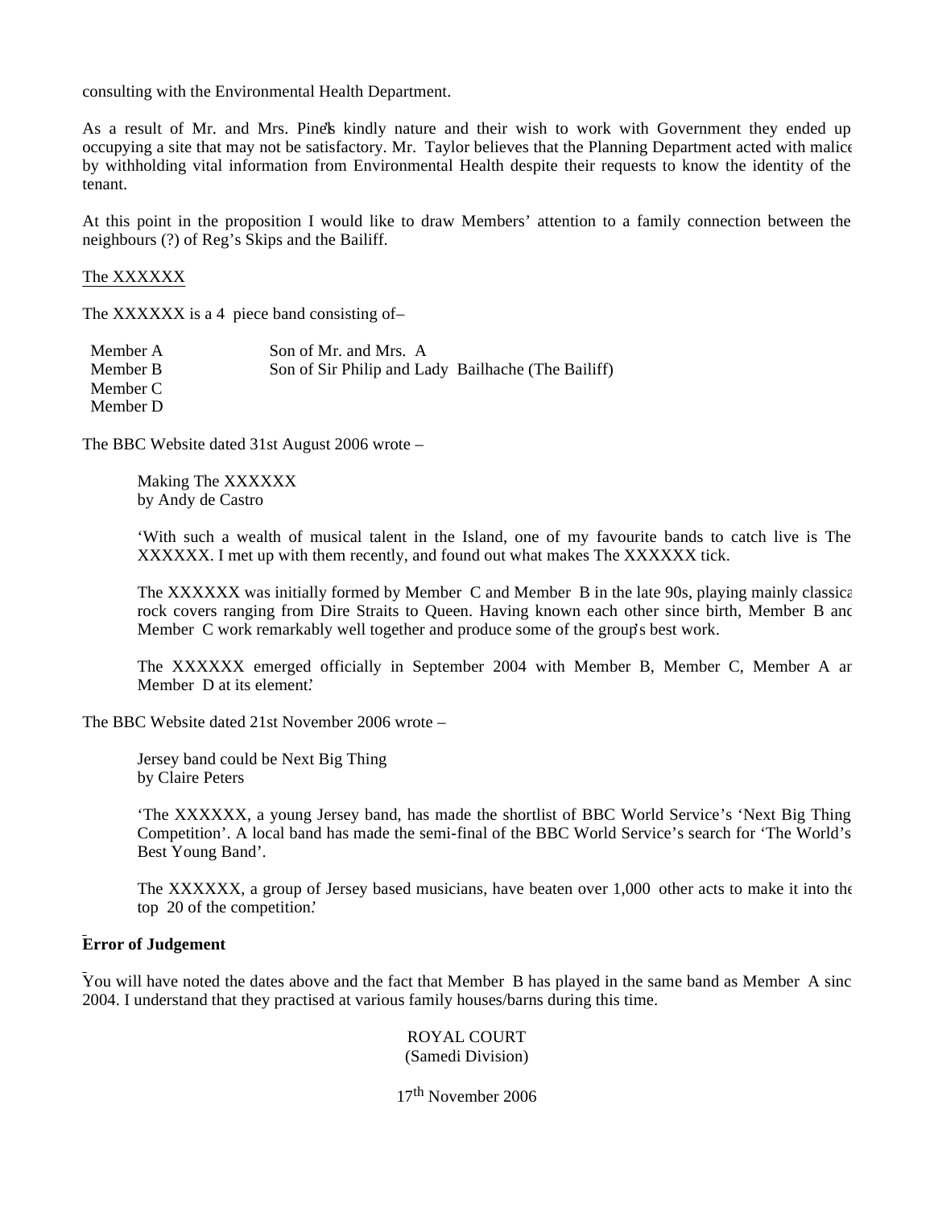consulting with the Environmental Health Department.

As a result of Mr. and Mrs. Pine's kindly nature and their wish to work with Government they ended up occupying a site that may not be satisfactory. Mr. Taylor believes that the Planning Department acted with malice by withholding vital information from Environmental Health despite their requests to know the identity of the tenant.

At this point in the proposition I would like to draw Members' attention to a family connection between the neighbours (?) of Reg's Skips and the Bailiff.

The XXXXXX

The XXXXXX is a 4 piece band consisting of–

| | |
|---|---|
| Member A | Son of Mr. and Mrs. A |
| Member B | Son of Sir Philip and Lady Bailhache (The Bailiff) |
| Member C | |
| Member D | |

The BBC Website dated 31st August 2006 wrote –

> Making The XXXXXX
> by Andy de Castro
>
> 'With such a wealth of musical talent in the Island, one of my favourite bands to catch live is The XXXXXX. I met up with them recently, and found out what makes The XXXXXX tick.
>
> The XXXXXX was initially formed by Member C and Member B in the late 90s, playing mainly classical rock covers ranging from Dire Straits to Queen. Having known each other since birth, Member B and Member C work remarkably well together and produce some of the group's best work.
>
> The XXXXXX emerged officially in September 2004 with Member B, Member C, Member A and Member D at its element.'

The BBC Website dated 21st November 2006 wrote –

> Jersey band could be Next Big Thing
> by Claire Peters
>
> 'The XXXXXX, a young Jersey band, has made the shortlist of BBC World Service's 'Next Big Thing Competition'. A local band has made the semi-final of the BBC World Service's search for 'The World's Best Young Band'.
>
> The XXXXXX, a group of Jersey based musicians, have beaten over 1,000 other acts to make it into the top 20 of the competition.'

**Error of Judgement**

You will have noted the dates above and the fact that Member B has played in the same band as Member A since 2004. I understand that they practised at various family houses/barns during this time.

ROYAL COURT
(Samedi Division)

17th November 2006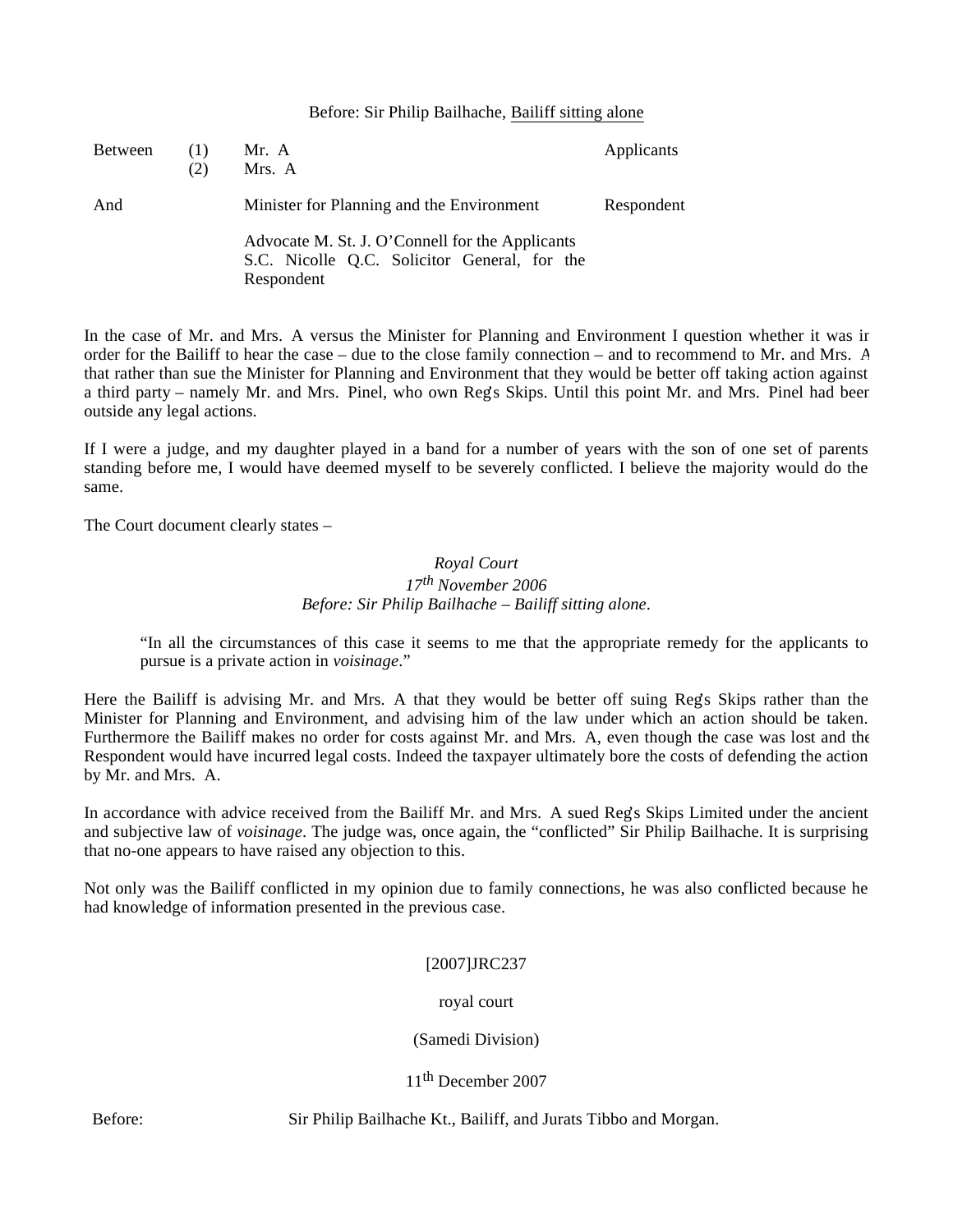Before: Sir Philip Bailhache, Bailiff sitting alone

| Between | (1) | Mr. A | Applicants |
|---|---|---|---|
| | (2) | Mrs. A | |
| And | | Minister for Planning and the Environment | Respondent |
| | | Advocate M. St. J. O'Connell for the Applicants<br>S.C. Nicolle Q.C. Solicitor General, for the Respondent | |

In the case of Mr. and Mrs. A versus the Minister for Planning and Environment I question whether it was in order for the Bailiff to hear the case – due to the close family connection – and to recommend to Mr. and Mrs. A that rather than sue the Minister for Planning and Environment that they would be better off taking action against a third party – namely Mr. and Mrs. Pinel, who own Reg's Skips. Until this point Mr. and Mrs. Pinel had been outside any legal actions.

If I were a judge, and my daughter played in a band for a number of years with the son of one set of parents standing before me, I would have deemed myself to be severely conflicted. I believe the majority would do the same.

The Court document clearly states –

*Royal Court*
*17th November 2006*
*Before: Sir Philip Bailhache – Bailiff sitting alone.*

> "In all the circumstances of this case it seems to me that the appropriate remedy for the applicants to pursue is a private action in *voisinage*."

Here the Bailiff is advising Mr. and Mrs. A that they would be better off suing Reg's Skips rather than the Minister for Planning and Environment, and advising him of the law under which an action should be taken. Furthermore the Bailiff makes no order for costs against Mr. and Mrs. A, even though the case was lost and the Respondent would have incurred legal costs. Indeed the taxpayer ultimately bore the costs of defending the action by Mr. and Mrs. A.

In accordance with advice received from the Bailiff Mr. and Mrs. A sued Reg's Skips Limited under the ancient and subjective law of *voisinage*. The judge was, once again, the "conflicted" Sir Philip Bailhache. It is surprising that no-one appears to have raised any objection to this.

Not only was the Bailiff conflicted in my opinion due to family connections, he was also conflicted because he had knowledge of information presented in the previous case.

[2007]JRC237

royal court

(Samedi Division)

11th December 2007

Before: Sir Philip Bailhache Kt., Bailiff, and Jurats Tibbo and Morgan.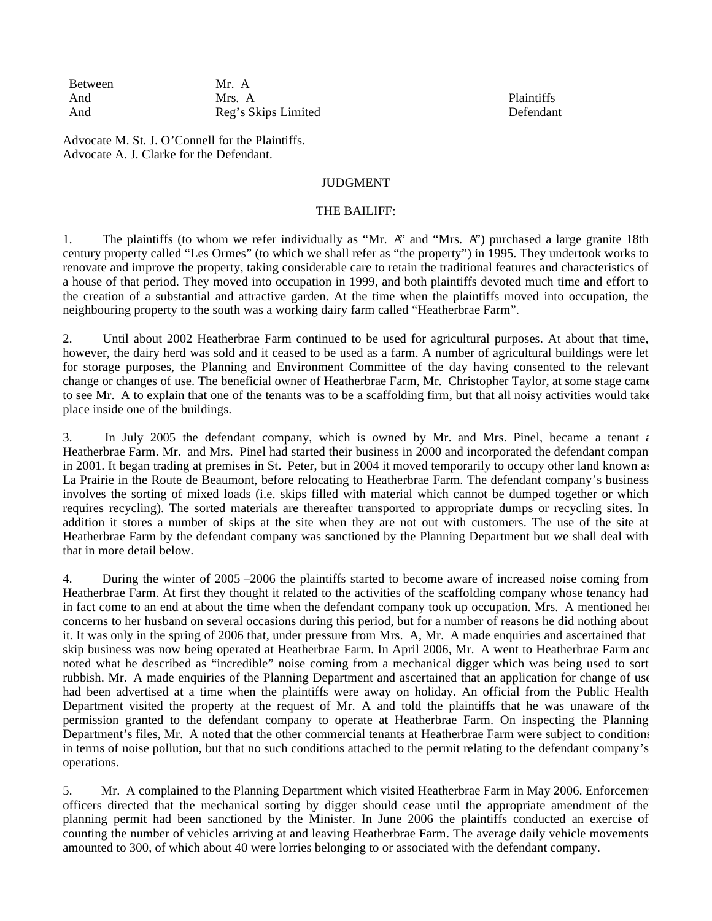| | | |
|---|---|---|
| Between | Mr. A | |
| And | Mrs. A | Plaintiffs |
| And | Reg's Skips Limited | Defendant |

Advocate M. St. J. O'Connell for the Plaintiffs.
Advocate A. J. Clarke for the Defendant.

JUDGMENT

THE BAILIFF:

1. The plaintiffs (to whom we refer individually as "Mr. A" and "Mrs. A") purchased a large granite 18th century property called "Les Ormes" (to which we shall refer as "the property") in 1995. They undertook works to renovate and improve the property, taking considerable care to retain the traditional features and characteristics of a house of that period. They moved into occupation in 1999, and both plaintiffs devoted much time and effort to the creation of a substantial and attractive garden. At the time when the plaintiffs moved into occupation, the neighbouring property to the south was a working dairy farm called "Heatherbrae Farm".

2. Until about 2002 Heatherbrae Farm continued to be used for agricultural purposes. At about that time, however, the dairy herd was sold and it ceased to be used as a farm. A number of agricultural buildings were let for storage purposes, the Planning and Environment Committee of the day having consented to the relevant change or changes of use. The beneficial owner of Heatherbrae Farm, Mr. Christopher Taylor, at some stage came to see Mr. A to explain that one of the tenants was to be a scaffolding firm, but that all noisy activities would take place inside one of the buildings.

3. In July 2005 the defendant company, which is owned by Mr. and Mrs. Pinel, became a tenant at Heatherbrae Farm. Mr. and Mrs. Pinel had started their business in 2000 and incorporated the defendant company in 2001. It began trading at premises in St. Peter, but in 2004 it moved temporarily to occupy other land known as La Prairie in the Route de Beaumont, before relocating to Heatherbrae Farm. The defendant company's business involves the sorting of mixed loads (i.e. skips filled with material which cannot be dumped together or which requires recycling). The sorted materials are thereafter transported to appropriate dumps or recycling sites. In addition it stores a number of skips at the site when they are not out with customers. The use of the site at Heatherbrae Farm by the defendant company was sanctioned by the Planning Department but we shall deal with that in more detail below.

4. During the winter of 2005 –2006 the plaintiffs started to become aware of increased noise coming from Heatherbrae Farm. At first they thought it related to the activities of the scaffolding company whose tenancy had in fact come to an end at about the time when the defendant company took up occupation. Mrs. A mentioned her concerns to her husband on several occasions during this period, but for a number of reasons he did nothing about it. It was only in the spring of 2006 that, under pressure from Mrs. A, Mr. A made enquiries and ascertained that a skip business was now being operated at Heatherbrae Farm. In April 2006, Mr. A went to Heatherbrae Farm and noted what he described as "incredible" noise coming from a mechanical digger which was being used to sort rubbish. Mr. A made enquiries of the Planning Department and ascertained that an application for change of use had been advertised at a time when the plaintiffs were away on holiday. An official from the Public Health Department visited the property at the request of Mr. A and told the plaintiffs that he was unaware of the permission granted to the defendant company to operate at Heatherbrae Farm. On inspecting the Planning Department's files, Mr. A noted that the other commercial tenants at Heatherbrae Farm were subject to conditions in terms of noise pollution, but that no such conditions attached to the permit relating to the defendant company's operations.

5. Mr. A complained to the Planning Department which visited Heatherbrae Farm in May 2006. Enforcement officers directed that the mechanical sorting by digger should cease until the appropriate amendment of the planning permit had been sanctioned by the Minister. In June 2006 the plaintiffs conducted an exercise of counting the number of vehicles arriving at and leaving Heatherbrae Farm. The average daily vehicle movements amounted to 300, of which about 40 were lorries belonging to or associated with the defendant company.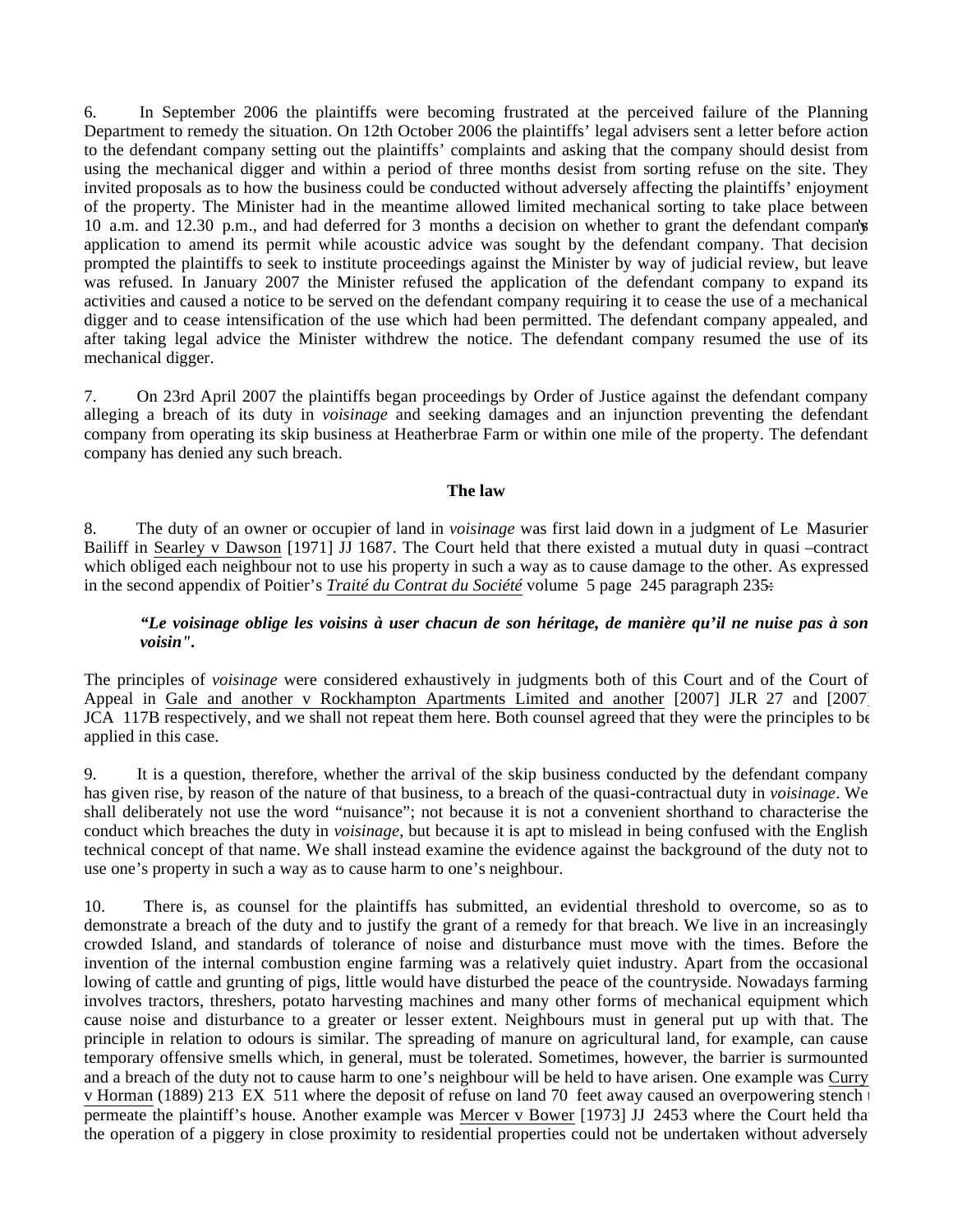6. In September 2006 the plaintiffs were becoming frustrated at the perceived failure of the Planning Department to remedy the situation. On 12th October 2006 the plaintiffs' legal advisers sent a letter before action to the defendant company setting out the plaintiffs' complaints and asking that the company should desist from using the mechanical digger and within a period of three months desist from sorting refuse on the site. They invited proposals as to how the business could be conducted without adversely affecting the plaintiffs' enjoyment of the property. The Minister had in the meantime allowed limited mechanical sorting to take place between 10 a.m. and 12.30 p.m., and had deferred for 3 months a decision on whether to grant the defendant company's application to amend its permit while acoustic advice was sought by the defendant company. That decision prompted the plaintiffs to seek to institute proceedings against the Minister by way of judicial review, but leave was refused. In January 2007 the Minister refused the application of the defendant company to expand its activities and caused a notice to be served on the defendant company requiring it to cease the use of a mechanical digger and to cease intensification of the use which had been permitted. The defendant company appealed, and after taking legal advice the Minister withdrew the notice. The defendant company resumed the use of its mechanical digger.

7. On 23rd April 2007 the plaintiffs began proceedings by Order of Justice against the defendant company alleging a breach of its duty in *voisinage* and seeking damages and an injunction preventing the defendant company from operating its skip business at Heatherbrae Farm or within one mile of the property. The defendant company has denied any such breach.

**The law**

8. The duty of an owner or occupier of land in *voisinage* was first laid down in a judgment of Le Masurier Bailiff in Searley v Dawson [1971] JJ 1687. The Court held that there existed a mutual duty in quasi –contract which obliged each neighbour not to use his property in such a way as to cause damage to the other. As expressed in the second appendix of Poitier's *Traité du Contrat du Société* volume 5 page 245 paragraph 235:

> ***"Le voisinage oblige les voisins à user chacun de son héritage, de manière qu'il ne nuise pas à son voisin".***

The principles of *voisinage* were considered exhaustively in judgments both of this Court and of the Court of Appeal in Gale and another v Rockhampton Apartments Limited and another [2007] JLR 27 and [2007] JCA 117B respectively, and we shall not repeat them here. Both counsel agreed that they were the principles to be applied in this case.

9. It is a question, therefore, whether the arrival of the skip business conducted by the defendant company has given rise, by reason of the nature of that business, to a breach of the quasi-contractual duty in *voisinage*. We shall deliberately not use the word "nuisance"; not because it is not a convenient shorthand to characterise the conduct which breaches the duty in *voisinage*, but because it is apt to mislead in being confused with the English technical concept of that name. We shall instead examine the evidence against the background of the duty not to use one's property in such a way as to cause harm to one's neighbour.

10. There is, as counsel for the plaintiffs has submitted, an evidential threshold to overcome, so as to demonstrate a breach of the duty and to justify the grant of a remedy for that breach. We live in an increasingly crowded Island, and standards of tolerance of noise and disturbance must move with the times. Before the invention of the internal combustion engine farming was a relatively quiet industry. Apart from the occasional lowing of cattle and grunting of pigs, little would have disturbed the peace of the countryside. Nowadays farming involves tractors, threshers, potato harvesting machines and many other forms of mechanical equipment which cause noise and disturbance to a greater or lesser extent. Neighbours must in general put up with that. The principle in relation to odours is similar. The spreading of manure on agricultural land, for example, can cause temporary offensive smells which, in general, must be tolerated. Sometimes, however, the barrier is surmounted and a breach of the duty not to cause harm to one's neighbour will be held to have arisen. One example was Curry v Horman (1889) 213 EX 511 where the deposit of refuse on land 70 feet away caused an overpowering stench to permeate the plaintiff's house. Another example was Mercer v Bower [1973] JJ 2453 where the Court held that the operation of a piggery in close proximity to residential properties could not be undertaken without adversely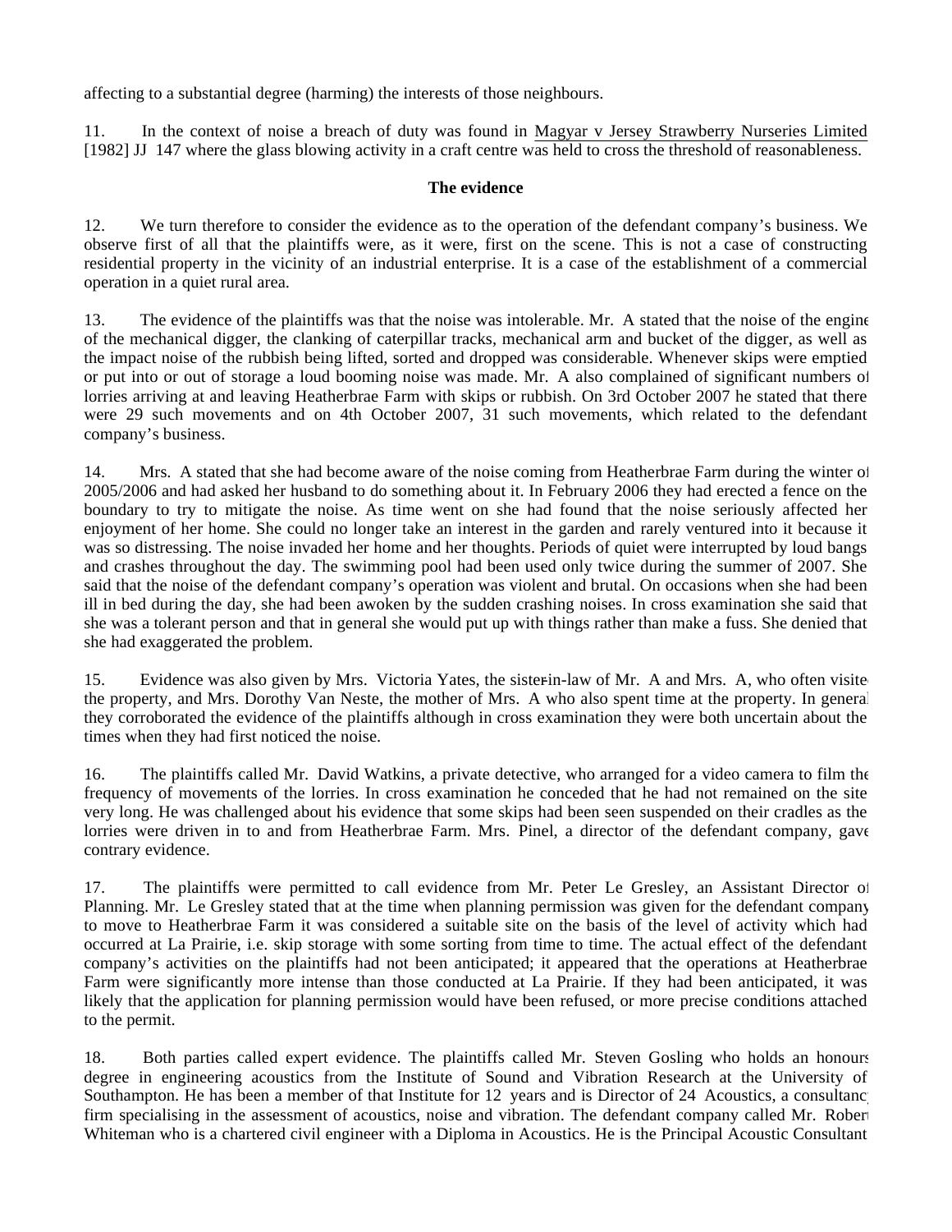affecting to a substantial degree (harming) the interests of those neighbours.

11. In the context of noise a breach of duty was found in Magyar v Jersey Strawberry Nurseries Limited [1982] JJ 147 where the glass blowing activity in a craft centre was held to cross the threshold of reasonableness.

**The evidence**

12. We turn therefore to consider the evidence as to the operation of the defendant company's business. We observe first of all that the plaintiffs were, as it were, first on the scene. This is not a case of constructing residential property in the vicinity of an industrial enterprise. It is a case of the establishment of a commercial operation in a quiet rural area.

13. The evidence of the plaintiffs was that the noise was intolerable. Mr. A stated that the noise of the engine of the mechanical digger, the clanking of caterpillar tracks, mechanical arm and bucket of the digger, as well as the impact noise of the rubbish being lifted, sorted and dropped was considerable. Whenever skips were emptied or put into or out of storage a loud booming noise was made. Mr. A also complained of significant numbers of lorries arriving at and leaving Heatherbrae Farm with skips or rubbish. On 3rd October 2007 he stated that there were 29 such movements and on 4th October 2007, 31 such movements, which related to the defendant company's business.

14. Mrs. A stated that she had become aware of the noise coming from Heatherbrae Farm during the winter of 2005/2006 and had asked her husband to do something about it. In February 2006 they had erected a fence on the boundary to try to mitigate the noise. As time went on she had found that the noise seriously affected her enjoyment of her home. She could no longer take an interest in the garden and rarely ventured into it because it was so distressing. The noise invaded her home and her thoughts. Periods of quiet were interrupted by loud bangs and crashes throughout the day. The swimming pool had been used only twice during the summer of 2007. She said that the noise of the defendant company's operation was violent and brutal. On occasions when she had been ill in bed during the day, she had been awoken by the sudden crashing noises. In cross examination she said that she was a tolerant person and that in general she would put up with things rather than make a fuss. She denied that she had exaggerated the problem.

15. Evidence was also given by Mrs. Victoria Yates, the sister-in-law of Mr. A and Mrs. A, who often visited the property, and Mrs. Dorothy Van Neste, the mother of Mrs. A who also spent time at the property. In general they corroborated the evidence of the plaintiffs although in cross examination they were both uncertain about the times when they had first noticed the noise.

16. The plaintiffs called Mr. David Watkins, a private detective, who arranged for a video camera to film the frequency of movements of the lorries. In cross examination he conceded that he had not remained on the site very long. He was challenged about his evidence that some skips had been seen suspended on their cradles as the lorries were driven in to and from Heatherbrae Farm. Mrs. Pinel, a director of the defendant company, gave contrary evidence.

17. The plaintiffs were permitted to call evidence from Mr. Peter Le Gresley, an Assistant Director of Planning. Mr. Le Gresley stated that at the time when planning permission was given for the defendant company to move to Heatherbrae Farm it was considered a suitable site on the basis of the level of activity which had occurred at La Prairie, i.e. skip storage with some sorting from time to time. The actual effect of the defendant company's activities on the plaintiffs had not been anticipated; it appeared that the operations at Heatherbrae Farm were significantly more intense than those conducted at La Prairie. If they had been anticipated, it was likely that the application for planning permission would have been refused, or more precise conditions attached to the permit.

18. Both parties called expert evidence. The plaintiffs called Mr. Steven Gosling who holds an honours degree in engineering acoustics from the Institute of Sound and Vibration Research at the University of Southampton. He has been a member of that Institute for 12 years and is Director of 24 Acoustics, a consultancy firm specialising in the assessment of acoustics, noise and vibration. The defendant company called Mr. Robert Whiteman who is a chartered civil engineer with a Diploma in Acoustics. He is the Principal Acoustic Consultant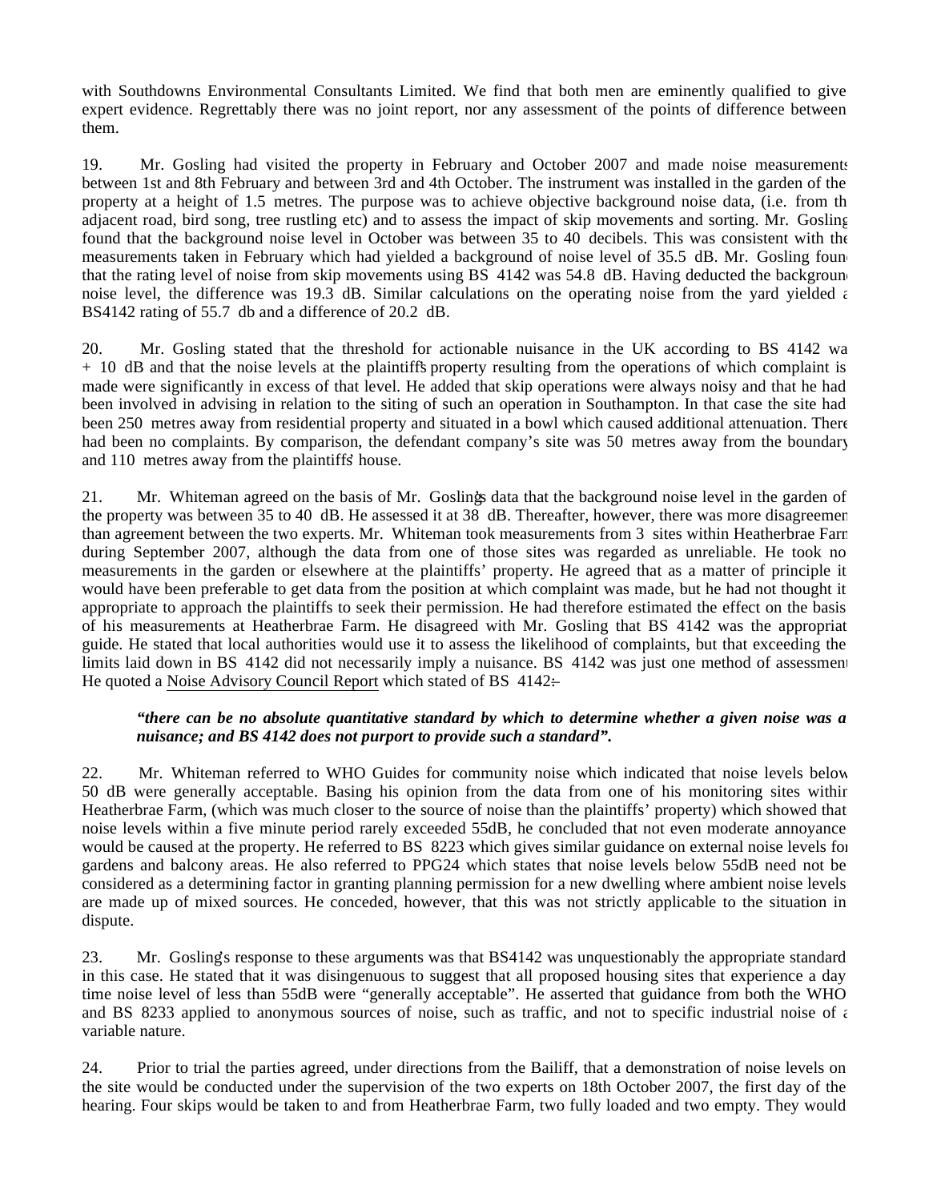with Southdowns Environmental Consultants Limited. We find that both men are eminently qualified to give expert evidence. Regrettably there was no joint report, nor any assessment of the points of difference between them.

19. Mr. Gosling had visited the property in February and October 2007 and made noise measurements between 1st and 8th February and between 3rd and 4th October. The instrument was installed in the garden of the property at a height of 1.5 metres. The purpose was to achieve objective background noise data, (i.e. from the adjacent road, bird song, tree rustling etc) and to assess the impact of skip movements and sorting. Mr. Gosling found that the background noise level in October was between 35 to 40 decibels. This was consistent with the measurements taken in February which had yielded a background of noise level of 35.5 dB. Mr. Gosling found that the rating level of noise from skip movements using BS 4142 was 54.8 dB. Having deducted the background noise level, the difference was 19.3 dB. Similar calculations on the operating noise from the yard yielded a BS4142 rating of 55.7 db and a difference of 20.2 dB.

20. Mr. Gosling stated that the threshold for actionable nuisance in the UK according to BS 4142 was + 10 dB and that the noise levels at the plaintiffs' property resulting from the operations of which complaint is made were significantly in excess of that level. He added that skip operations were always noisy and that he had been involved in advising in relation to the siting of such an operation in Southampton. In that case the site had been 250 metres away from residential property and situated in a bowl which caused additional attenuation. There had been no complaints. By comparison, the defendant company's site was 50 metres away from the boundary and 110 metres away from the plaintiffs' house.

21. Mr. Whiteman agreed on the basis of Mr. Gosling's data that the background noise level in the garden of the property was between 35 to 40 dB. He assessed it at 38 dB. Thereafter, however, there was more disagreement than agreement between the two experts. Mr. Whiteman took measurements from 3 sites within Heatherbrae Farm during September 2007, although the data from one of those sites was regarded as unreliable. He took no measurements in the garden or elsewhere at the plaintiffs' property. He agreed that as a matter of principle it would have been preferable to get data from the position at which complaint was made, but he had not thought it appropriate to approach the plaintiffs to seek their permission. He had therefore estimated the effect on the basis of his measurements at Heatherbrae Farm. He disagreed with Mr. Gosling that BS 4142 was the appropriate guide. He stated that local authorities would use it to assess the likelihood of complaints, but that exceeding the limits laid down in BS 4142 did not necessarily imply a nuisance. BS 4142 was just one method of assessment. He quoted a Noise Advisory Council Report which stated of BS 4142:-

> ***"there can be no absolute quantitative standard by which to determine whether a given noise was a nuisance; and BS 4142 does not purport to provide such a standard".***

22. Mr. Whiteman referred to WHO Guides for community noise which indicated that noise levels below 50 dB were generally acceptable. Basing his opinion from the data from one of his monitoring sites within Heatherbrae Farm, (which was much closer to the source of noise than the plaintiffs' property) which showed that noise levels within a five minute period rarely exceeded 55dB, he concluded that not even moderate annoyance would be caused at the property. He referred to BS 8223 which gives similar guidance on external noise levels for gardens and balcony areas. He also referred to PPG24 which states that noise levels below 55dB need not be considered as a determining factor in granting planning permission for a new dwelling where ambient noise levels are made up of mixed sources. He conceded, however, that this was not strictly applicable to the situation in dispute.

23. Mr. Gosling's response to these arguments was that BS4142 was unquestionably the appropriate standard in this case. He stated that it was disingenuous to suggest that all proposed housing sites that experience a day time noise level of less than 55dB were "generally acceptable". He asserted that guidance from both the WHO and BS 8233 applied to anonymous sources of noise, such as traffic, and not to specific industrial noise of a variable nature.

24. Prior to trial the parties agreed, under directions from the Bailiff, that a demonstration of noise levels on the site would be conducted under the supervision of the two experts on 18th October 2007, the first day of the hearing. Four skips would be taken to and from Heatherbrae Farm, two fully loaded and two empty. They would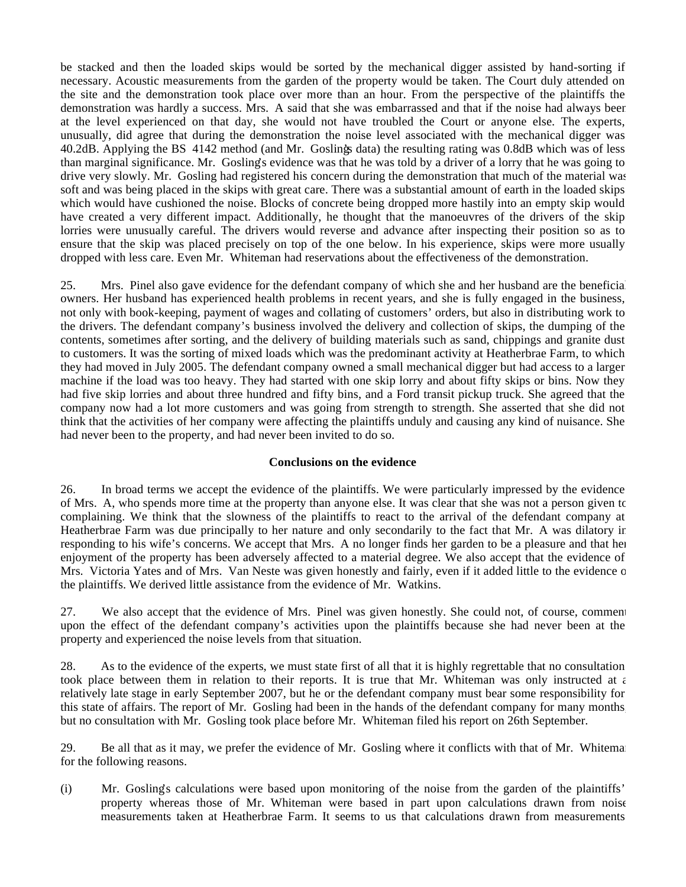be stacked and then the loaded skips would be sorted by the mechanical digger assisted by hand-sorting if necessary. Acoustic measurements from the garden of the property would be taken. The Court duly attended on the site and the demonstration took place over more than an hour. From the perspective of the plaintiffs the demonstration was hardly a success. Mrs. A said that she was embarrassed and that if the noise had always been at the level experienced on that day, she would not have troubled the Court or anyone else. The experts, unusually, did agree that during the demonstration the noise level associated with the mechanical digger was 40.2dB. Applying the BS 4142 method (and Mr. Gosling's data) the resulting rating was 0.8dB which was of less than marginal significance. Mr. Gosling's evidence was that he was told by a driver of a lorry that he was going to drive very slowly. Mr. Gosling had registered his concern during the demonstration that much of the material was soft and was being placed in the skips with great care. There was a substantial amount of earth in the loaded skips which would have cushioned the noise. Blocks of concrete being dropped more hastily into an empty skip would have created a very different impact. Additionally, he thought that the manoeuvres of the drivers of the skip lorries were unusually careful. The drivers would reverse and advance after inspecting their position so as to ensure that the skip was placed precisely on top of the one below. In his experience, skips were more usually dropped with less care. Even Mr. Whiteman had reservations about the effectiveness of the demonstration.

25. Mrs. Pinel also gave evidence for the defendant company of which she and her husband are the beneficial owners. Her husband has experienced health problems in recent years, and she is fully engaged in the business, not only with book-keeping, payment of wages and collating of customers' orders, but also in distributing work to the drivers. The defendant company's business involved the delivery and collection of skips, the dumping of the contents, sometimes after sorting, and the delivery of building materials such as sand, chippings and granite dust to customers. It was the sorting of mixed loads which was the predominant activity at Heatherbrae Farm, to which they had moved in July 2005. The defendant company owned a small mechanical digger but had access to a larger machine if the load was too heavy. They had started with one skip lorry and about fifty skips or bins. Now they had five skip lorries and about three hundred and fifty bins, and a Ford transit pickup truck. She agreed that the company now had a lot more customers and was going from strength to strength. She asserted that she did not think that the activities of her company were affecting the plaintiffs unduly and causing any kind of nuisance. She had never been to the property, and had never been invited to do so.

**Conclusions on the evidence**

26. In broad terms we accept the evidence of the plaintiffs. We were particularly impressed by the evidence of Mrs. A, who spends more time at the property than anyone else. It was clear that she was not a person given to complaining. We think that the slowness of the plaintiffs to react to the arrival of the defendant company at Heatherbrae Farm was due principally to her nature and only secondarily to the fact that Mr. A was dilatory in responding to his wife's concerns. We accept that Mrs. A no longer finds her garden to be a pleasure and that her enjoyment of the property has been adversely affected to a material degree. We also accept that the evidence of Mrs. Victoria Yates and of Mrs. Van Neste was given honestly and fairly, even if it added little to the evidence of the plaintiffs. We derived little assistance from the evidence of Mr. Watkins.

27. We also accept that the evidence of Mrs. Pinel was given honestly. She could not, of course, comment upon the effect of the defendant company's activities upon the plaintiffs because she had never been at the property and experienced the noise levels from that situation.

28. As to the evidence of the experts, we must state first of all that it is highly regrettable that no consultation took place between them in relation to their reports. It is true that Mr. Whiteman was only instructed at a relatively late stage in early September 2007, but he or the defendant company must bear some responsibility for this state of affairs. The report of Mr. Gosling had been in the hands of the defendant company for many months, but no consultation with Mr. Gosling took place before Mr. Whiteman filed his report on 26th September.

29. Be all that as it may, we prefer the evidence of Mr. Gosling where it conflicts with that of Mr. Whiteman for the following reasons.

(i) Mr. Gosling's calculations were based upon monitoring of the noise from the garden of the plaintiffs' property whereas those of Mr. Whiteman were based in part upon calculations drawn from noise measurements taken at Heatherbrae Farm. It seems to us that calculations drawn from measurements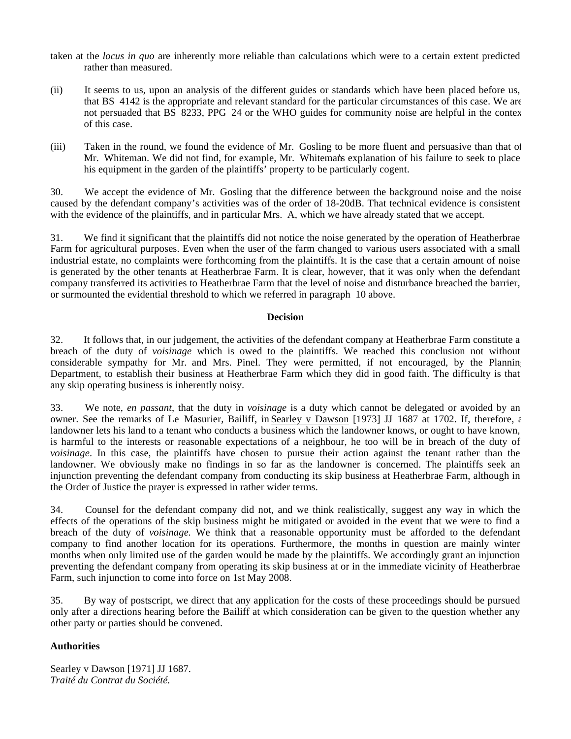taken at the *locus in quo* are inherently more reliable than calculations which were to a certain extent predicted rather than measured.

(ii) It seems to us, upon an analysis of the different guides or standards which have been placed before us, that BS 4142 is the appropriate and relevant standard for the particular circumstances of this case. We are not persuaded that BS 8233, PPG 24 or the WHO guides for community noise are helpful in the context of this case.

(iii) Taken in the round, we found the evidence of Mr. Gosling to be more fluent and persuasive than that of Mr. Whiteman. We did not find, for example, Mr. Whiteman's explanation of his failure to seek to place his equipment in the garden of the plaintiffs' property to be particularly cogent.

30. We accept the evidence of Mr. Gosling that the difference between the background noise and the noise caused by the defendant company's activities was of the order of 18-20dB. That technical evidence is consistent with the evidence of the plaintiffs, and in particular Mrs. A, which we have already stated that we accept.

31. We find it significant that the plaintiffs did not notice the noise generated by the operation of Heatherbrae Farm for agricultural purposes. Even when the user of the farm changed to various users associated with a small industrial estate, no complaints were forthcoming from the plaintiffs. It is the case that a certain amount of noise is generated by the other tenants at Heatherbrae Farm. It is clear, however, that it was only when the defendant company transferred its activities to Heatherbrae Farm that the level of noise and disturbance breached the barrier, or surmounted the evidential threshold to which we referred in paragraph 10 above.

**Decision**

32. It follows that, in our judgement, the activities of the defendant company at Heatherbrae Farm constitute a breach of the duty of *voisinage* which is owed to the plaintiffs. We reached this conclusion not without considerable sympathy for Mr. and Mrs. Pinel. They were permitted, if not encouraged, by the Planning Department, to establish their business at Heatherbrae Farm which they did in good faith. The difficulty is that any skip operating business is inherently noisy.

33. We note, *en passant*, that the duty in *voisinage* is a duty which cannot be delegated or avoided by an owner. See the remarks of Le Masurier, Bailiff, in Searley v Dawson [1973] JJ 1687 at 1702. If, therefore, a landowner lets his land to a tenant who conducts a business which the landowner knows, or ought to have known, is harmful to the interests or reasonable expectations of a neighbour, he too will be in breach of the duty of *voisinage*. In this case, the plaintiffs have chosen to pursue their action against the tenant rather than the landowner. We obviously make no findings in so far as the landowner is concerned. The plaintiffs seek an injunction preventing the defendant company from conducting its skip business at Heatherbrae Farm, although in the Order of Justice the prayer is expressed in rather wider terms.

34. Counsel for the defendant company did not, and we think realistically, suggest any way in which the effects of the operations of the skip business might be mitigated or avoided in the event that we were to find a breach of the duty of *voisinage.* We think that a reasonable opportunity must be afforded to the defendant company to find another location for its operations. Furthermore, the months in question are mainly winter months when only limited use of the garden would be made by the plaintiffs. We accordingly grant an injunction preventing the defendant company from operating its skip business at or in the immediate vicinity of Heatherbrae Farm, such injunction to come into force on 1st May 2008.

35. By way of postscript, we direct that any application for the costs of these proceedings should be pursued only after a directions hearing before the Bailiff at which consideration can be given to the question whether any other party or parties should be convened.

**Authorities**

Searley v Dawson [1971] JJ 1687.
*Traité du Contrat du Société.*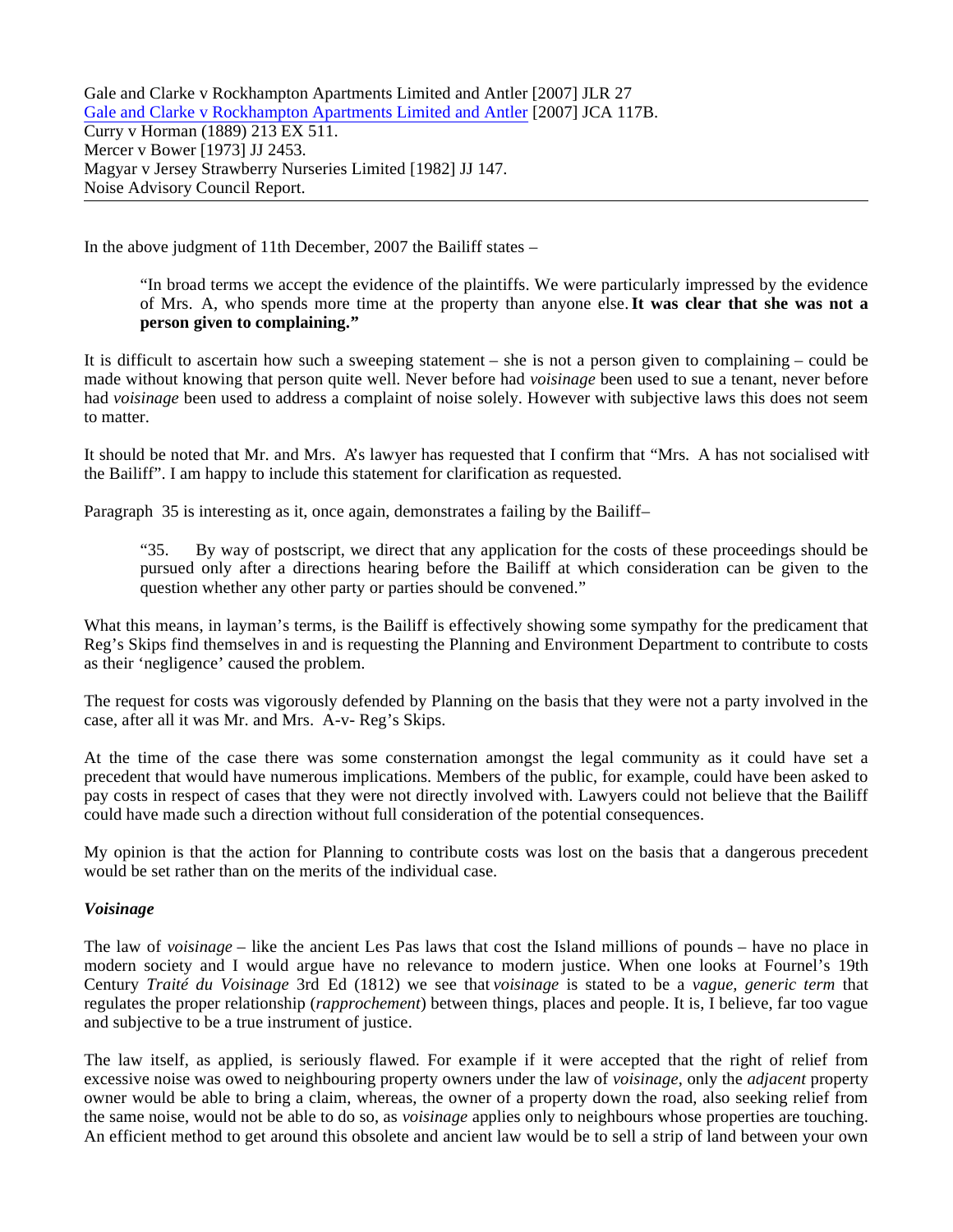Gale and Clarke v Rockhampton Apartments Limited and Antler [2007] JLR 27
Gale and Clarke v Rockhampton Apartments Limited and Antler [2007] JCA 117B.
Curry v Horman (1889) 213 EX 511.
Mercer v Bower [1973] JJ 2453.
Magyar v Jersey Strawberry Nurseries Limited [1982] JJ 147.
Noise Advisory Council Report.

---

In the above judgment of 11th December, 2007 the Bailiff states –

> "In broad terms we accept the evidence of the plaintiffs. We were particularly impressed by the evidence of Mrs. A, who spends more time at the property than anyone else. **It was clear that she was not a person given to complaining."**

It is difficult to ascertain how such a sweeping statement – she is not a person given to complaining – could be made without knowing that person quite well. Never before had *voisinage* been used to sue a tenant, never before had *voisinage* been used to address a complaint of noise solely. However with subjective laws this does not seem to matter.

It should be noted that Mr. and Mrs. A's lawyer has requested that I confirm that "Mrs. A has not socialised with the Bailiff". I am happy to include this statement for clarification as requested.

Paragraph 35 is interesting as it, once again, demonstrates a failing by the Bailiff–

> "35. By way of postscript, we direct that any application for the costs of these proceedings should be pursued only after a directions hearing before the Bailiff at which consideration can be given to the question whether any other party or parties should be convened."

What this means, in layman's terms, is the Bailiff is effectively showing some sympathy for the predicament that Reg's Skips find themselves in and is requesting the Planning and Environment Department to contribute to costs as their 'negligence' caused the problem.

The request for costs was vigorously defended by Planning on the basis that they were not a party involved in the case, after all it was Mr. and Mrs. A-v- Reg's Skips.

At the time of the case there was some consternation amongst the legal community as it could have set a precedent that would have numerous implications. Members of the public, for example, could have been asked to pay costs in respect of cases that they were not directly involved with. Lawyers could not believe that the Bailiff could have made such a direction without full consideration of the potential consequences.

My opinion is that the action for Planning to contribute costs was lost on the basis that a dangerous precedent would be set rather than on the merits of the individual case.

### *Voisinage*

The law of *voisinage* – like the ancient Les Pas laws that cost the Island millions of pounds – have no place in modern society and I would argue have no relevance to modern justice. When one looks at Fournel's 19th Century *Traité du Voisinage* 3rd Ed (1812) we see that *voisinage* is stated to be a *vague, generic term* that regulates the proper relationship (*rapprochement*) between things, places and people. It is, I believe, far too vague and subjective to be a true instrument of justice.

The law itself, as applied, is seriously flawed. For example if it were accepted that the right of relief from excessive noise was owed to neighbouring property owners under the law of *voisinage*, only the *adjacent* property owner would be able to bring a claim, whereas, the owner of a property down the road, also seeking relief from the same noise, would not be able to do so, as *voisinage* applies only to neighbours whose properties are touching. An efficient method to get around this obsolete and ancient law would be to sell a strip of land between your own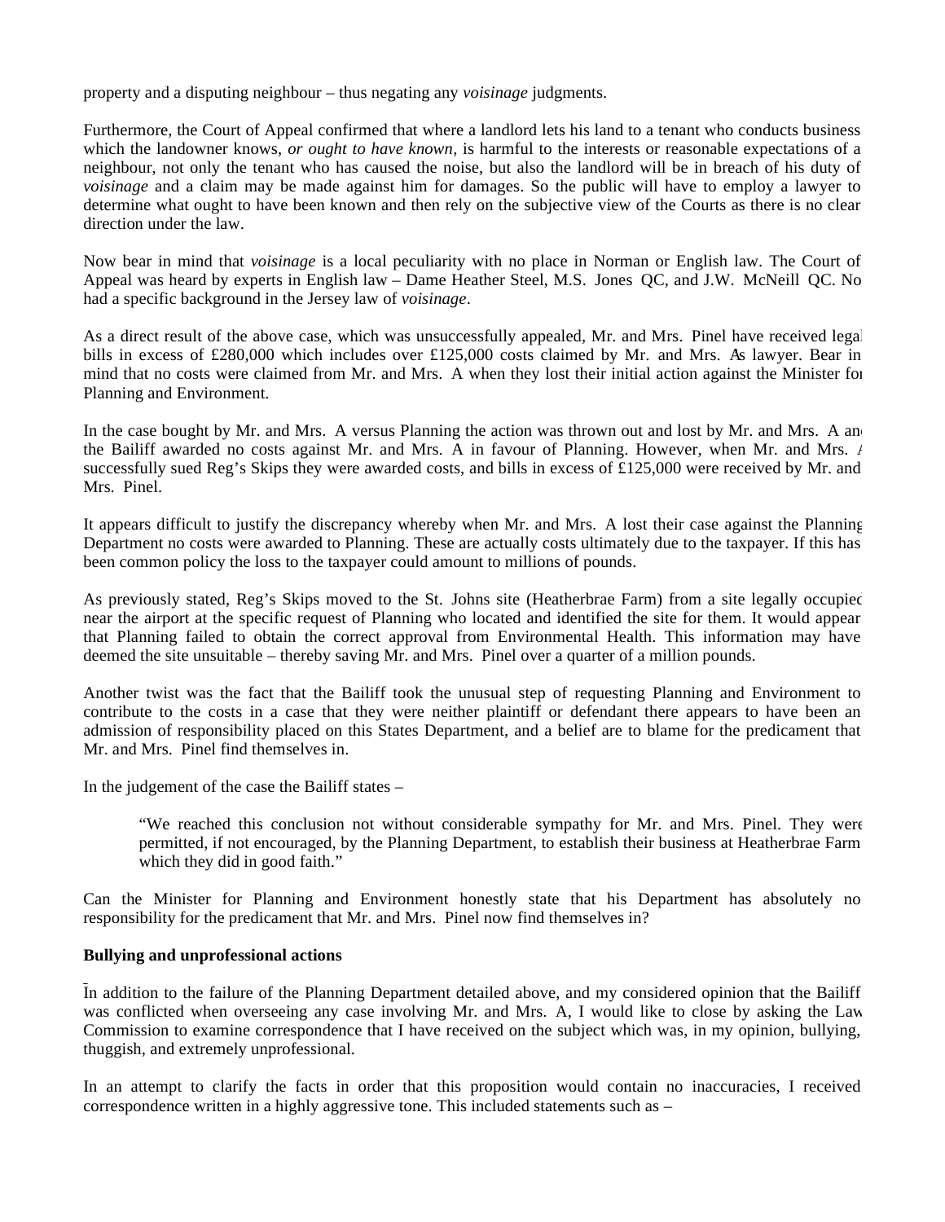property and a disputing neighbour – thus negating any *voisinage* judgments.

Furthermore, the Court of Appeal confirmed that where a landlord lets his land to a tenant who conducts business which the landowner knows, *or ought to have known*, is harmful to the interests or reasonable expectations of a neighbour, not only the tenant who has caused the noise, but also the landlord will be in breach of his duty of *voisinage* and a claim may be made against him for damages. So the public will have to employ a lawyer to determine what ought to have been known and then rely on the subjective view of the Courts as there is no clear direction under the law.

Now bear in mind that *voisinage* is a local peculiarity with no place in Norman or English law. The Court of Appeal was heard by experts in English law – Dame Heather Steel, M.S. Jones QC, and J.W. McNeill QC. No had a specific background in the Jersey law of *voisinage*.

As a direct result of the above case, which was unsuccessfully appealed, Mr. and Mrs. Pinel have received legal bills in excess of £280,000 which includes over £125,000 costs claimed by Mr. and Mrs. A's lawyer. Bear in mind that no costs were claimed from Mr. and Mrs. A when they lost their initial action against the Minister for Planning and Environment.

In the case bought by Mr. and Mrs. A versus Planning the action was thrown out and lost by Mr. and Mrs. A and the Bailiff awarded no costs against Mr. and Mrs. A in favour of Planning. However, when Mr. and Mrs. A successfully sued Reg's Skips they were awarded costs, and bills in excess of £125,000 were received by Mr. and Mrs. Pinel.

It appears difficult to justify the discrepancy whereby when Mr. and Mrs. A lost their case against the Planning Department no costs were awarded to Planning. These are actually costs ultimately due to the taxpayer. If this has been common policy the loss to the taxpayer could amount to millions of pounds.

As previously stated, Reg's Skips moved to the St. Johns site (Heatherbrae Farm) from a site legally occupied near the airport at the specific request of Planning who located and identified the site for them. It would appear that Planning failed to obtain the correct approval from Environmental Health. This information may have deemed the site unsuitable – thereby saving Mr. and Mrs. Pinel over a quarter of a million pounds.

Another twist was the fact that the Bailiff took the unusual step of requesting Planning and Environment to contribute to the costs in a case that they were neither plaintiff or defendant there appears to have been an admission of responsibility placed on this States Department, and a belief are to blame for the predicament that Mr. and Mrs. Pinel find themselves in.

In the judgement of the case the Bailiff states –

> "We reached this conclusion not without considerable sympathy for Mr. and Mrs. Pinel. They were permitted, if not encouraged, by the Planning Department, to establish their business at Heatherbrae Farm which they did in good faith."

Can the Minister for Planning and Environment honestly state that his Department has absolutely no responsibility for the predicament that Mr. and Mrs. Pinel now find themselves in?

**Bullying and unprofessional actions**

In addition to the failure of the Planning Department detailed above, and my considered opinion that the Bailiff was conflicted when overseeing any case involving Mr. and Mrs. A, I would like to close by asking the Law Commission to examine correspondence that I have received on the subject which was, in my opinion, bullying, thuggish, and extremely unprofessional.

In an attempt to clarify the facts in order that this proposition would contain no inaccuracies, I received correspondence written in a highly aggressive tone. This included statements such as –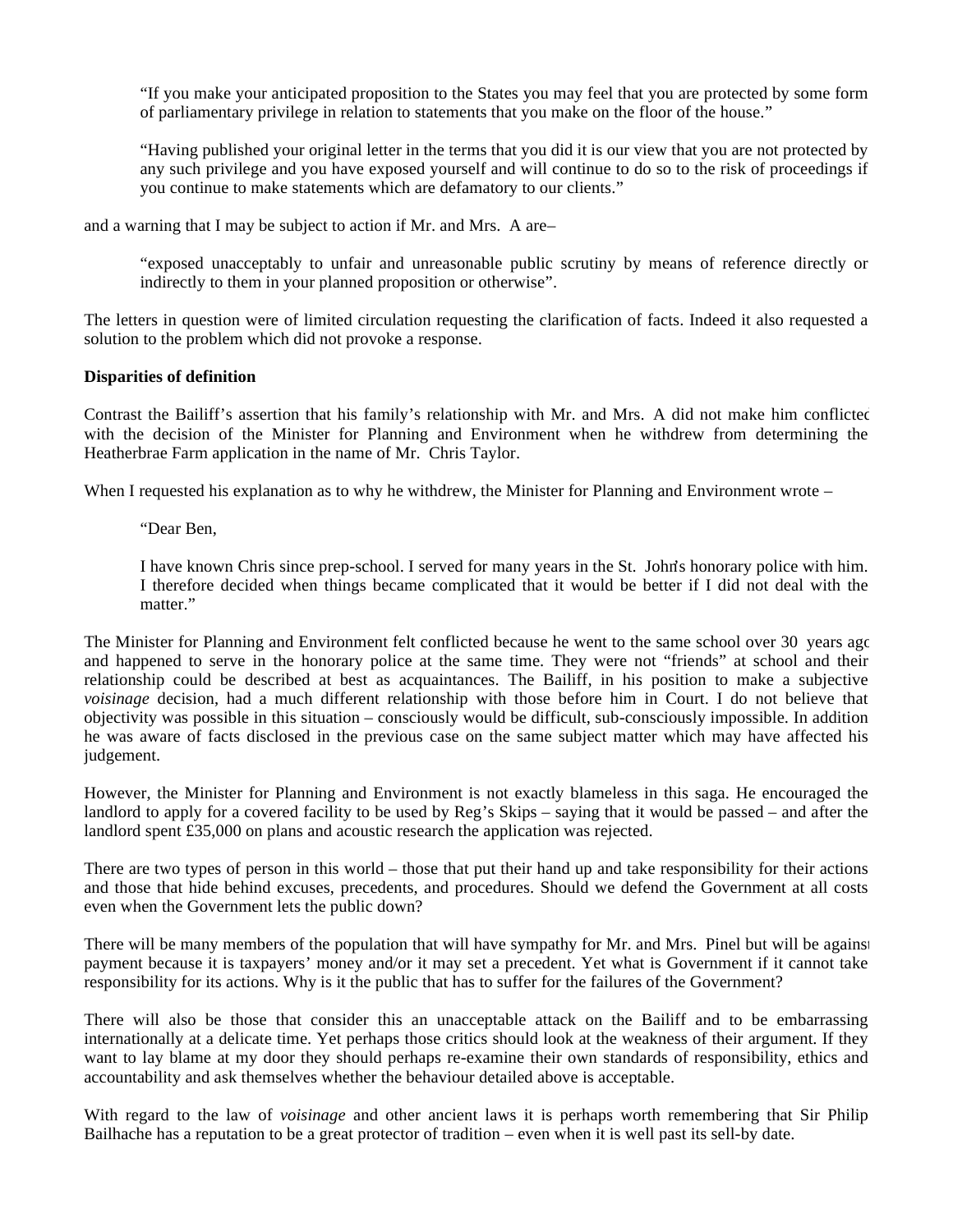"If you make your anticipated proposition to the States you may feel that you are protected by some form of parliamentary privilege in relation to statements that you make on the floor of the house."

"Having published your original letter in the terms that you did it is our view that you are not protected by any such privilege and you have exposed yourself and will continue to do so to the risk of proceedings if you continue to make statements which are defamatory to our clients."

and a warning that I may be subject to action if Mr. and Mrs. A are–

"exposed unacceptably to unfair and unreasonable public scrutiny by means of reference directly or indirectly to them in your planned proposition or otherwise".

The letters in question were of limited circulation requesting the clarification of facts. Indeed it also requested a solution to the problem which did not provoke a response.

**Disparities of definition**

Contrast the Bailiff's assertion that his family's relationship with Mr. and Mrs. A did not make him conflicted with the decision of the Minister for Planning and Environment when he withdrew from determining the Heatherbrae Farm application in the name of Mr. Chris Taylor.

When I requested his explanation as to why he withdrew, the Minister for Planning and Environment wrote –

"Dear Ben,

I have known Chris since prep-school. I served for many years in the St. John's honorary police with him. I therefore decided when things became complicated that it would be better if I did not deal with the matter."

The Minister for Planning and Environment felt conflicted because he went to the same school over 30 years ago and happened to serve in the honorary police at the same time. They were not "friends" at school and their relationship could be described at best as acquaintances. The Bailiff, in his position to make a subjective *voisinage* decision, had a much different relationship with those before him in Court. I do not believe that objectivity was possible in this situation – consciously would be difficult, sub-consciously impossible. In addition he was aware of facts disclosed in the previous case on the same subject matter which may have affected his judgement.

However, the Minister for Planning and Environment is not exactly blameless in this saga. He encouraged the landlord to apply for a covered facility to be used by Reg's Skips – saying that it would be passed – and after the landlord spent £35,000 on plans and acoustic research the application was rejected.

There are two types of person in this world – those that put their hand up and take responsibility for their actions and those that hide behind excuses, precedents, and procedures. Should we defend the Government at all costs even when the Government lets the public down?

There will be many members of the population that will have sympathy for Mr. and Mrs. Pinel but will be against payment because it is taxpayers' money and/or it may set a precedent. Yet what is Government if it cannot take responsibility for its actions. Why is it the public that has to suffer for the failures of the Government?

There will also be those that consider this an unacceptable attack on the Bailiff and to be embarrassing internationally at a delicate time. Yet perhaps those critics should look at the weakness of their argument. If they want to lay blame at my door they should perhaps re-examine their own standards of responsibility, ethics and accountability and ask themselves whether the behaviour detailed above is acceptable.

With regard to the law of *voisinage* and other ancient laws it is perhaps worth remembering that Sir Philip Bailhache has a reputation to be a great protector of tradition – even when it is well past its sell-by date.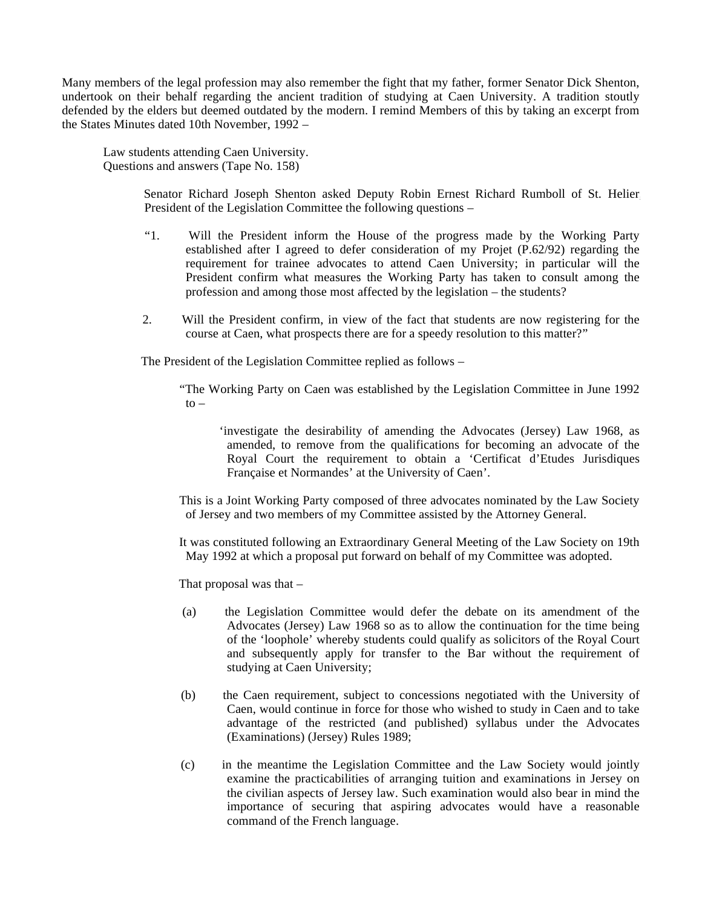Many members of the legal profession may also remember the fight that my father, former Senator Dick Shenton, undertook on their behalf regarding the ancient tradition of studying at Caen University. A tradition stoutly defended by the elders but deemed outdated by the modern. I remind Members of this by taking an excerpt from the States Minutes dated 10th November, 1992 –

> Law students attending Caen University.
> Questions and answers (Tape No. 158)
>
> > Senator Richard Joseph Shenton asked Deputy Robin Ernest Richard Rumboll of St. Helier, President of the Legislation Committee the following questions –
> >
> > “1. Will the President inform the House of the progress made by the Working Party established after I agreed to defer consideration of my Projet (P.62/92) regarding the requirement for trainee advocates to attend Caen University; in particular will the President confirm what measures the Working Party has taken to consult among the profession and among those most affected by the legislation – the students?
> >
> > 2. Will the President confirm, in view of the fact that students are now registering for the course at Caen, what prospects there are for a speedy resolution to this matter?”
>
> The President of the Legislation Committee replied as follows –
>
> > “The Working Party on Caen was established by the Legislation Committee in June 1992 to –
> >
> > > ‘investigate the desirability of amending the Advocates (Jersey) Law 1968, as amended, to remove from the qualifications for becoming an advocate of the Royal Court the requirement to obtain a ‘Certificat d’Etudes Jurisdiques Française et Normandes’ at the University of Caen’.
> >
> > This is a Joint Working Party composed of three advocates nominated by the Law Society of Jersey and two members of my Committee assisted by the Attorney General.
> >
> > It was constituted following an Extraordinary General Meeting of the Law Society on 19th May 1992 at which a proposal put forward on behalf of my Committee was adopted.
> >
> > That proposal was that –
> >
> > (a) the Legislation Committee would defer the debate on its amendment of the Advocates (Jersey) Law 1968 so as to allow the continuation for the time being of the ‘loophole’ whereby students could qualify as solicitors of the Royal Court and subsequently apply for transfer to the Bar without the requirement of studying at Caen University;
> >
> > (b) the Caen requirement, subject to concessions negotiated with the University of Caen, would continue in force for those who wished to study in Caen and to take advantage of the restricted (and published) syllabus under the Advocates (Examinations) (Jersey) Rules 1989;
> >
> > (c) in the meantime the Legislation Committee and the Law Society would jointly examine the practicabilities of arranging tuition and examinations in Jersey on the civilian aspects of Jersey law. Such examination would also bear in mind the importance of securing that aspiring advocates would have a reasonable command of the French language.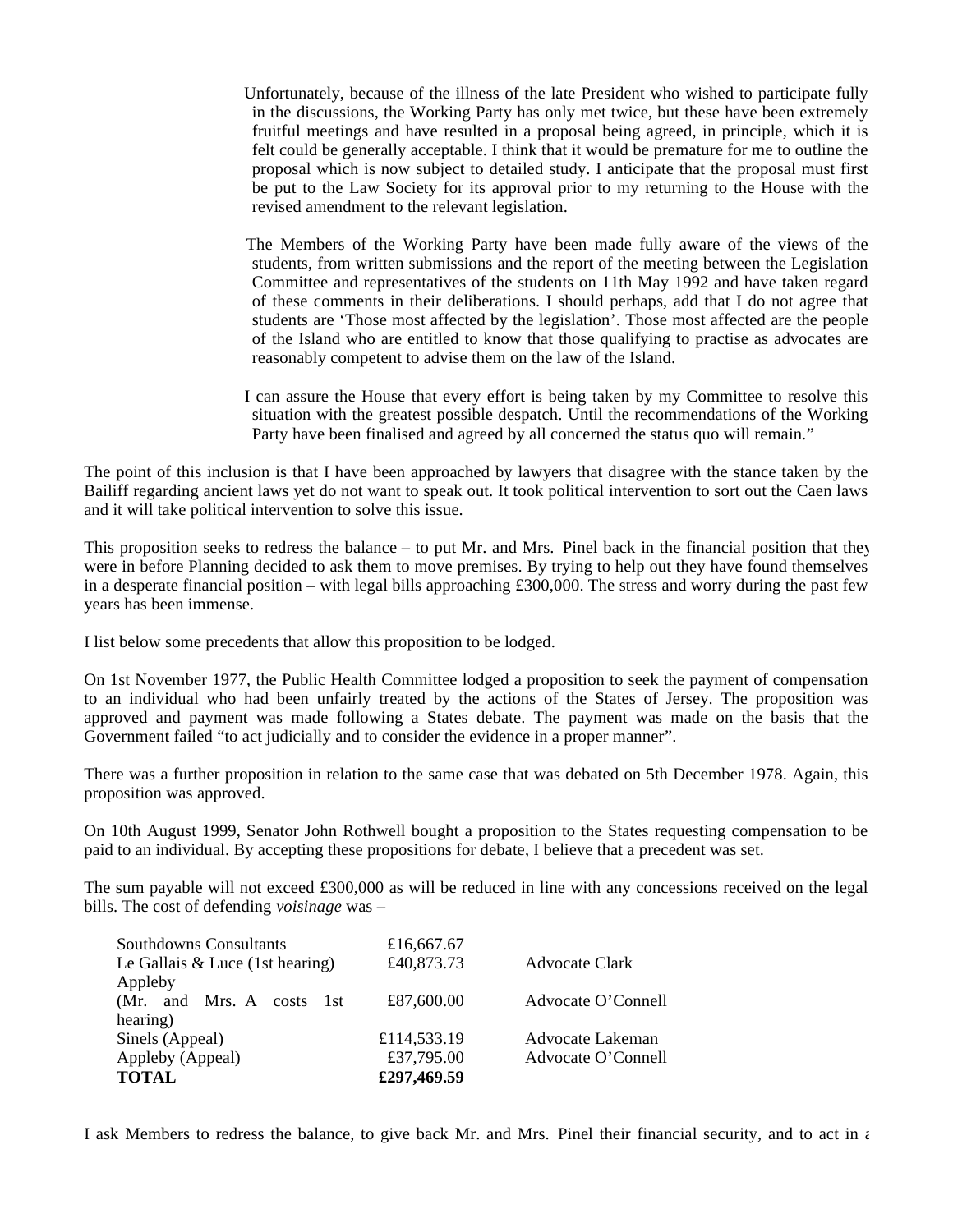Unfortunately, because of the illness of the late President who wished to participate fully in the discussions, the Working Party has only met twice, but these have been extremely fruitful meetings and have resulted in a proposal being agreed, in principle, which it is felt could be generally acceptable. I think that it would be premature for me to outline the proposal which is now subject to detailed study. I anticipate that the proposal must first be put to the Law Society for its approval prior to my returning to the House with the revised amendment to the relevant legislation.

The Members of the Working Party have been made fully aware of the views of the students, from written submissions and the report of the meeting between the Legislation Committee and representatives of the students on 11th May 1992 and have taken regard of these comments in their deliberations. I should perhaps, add that I do not agree that students are 'Those most affected by the legislation'. Those most affected are the people of the Island who are entitled to know that those qualifying to practise as advocates are reasonably competent to advise them on the law of the Island.

I can assure the House that every effort is being taken by my Committee to resolve this situation with the greatest possible despatch. Until the recommendations of the Working Party have been finalised and agreed by all concerned the status quo will remain."

The point of this inclusion is that I have been approached by lawyers that disagree with the stance taken by the Bailiff regarding ancient laws yet do not want to speak out. It took political intervention to sort out the Caen laws and it will take political intervention to solve this issue.

This proposition seeks to redress the balance – to put Mr. and Mrs. Pinel back in the financial position that they were in before Planning decided to ask them to move premises. By trying to help out they have found themselves in a desperate financial position – with legal bills approaching £300,000. The stress and worry during the past few years has been immense.

I list below some precedents that allow this proposition to be lodged.

On 1st November 1977, the Public Health Committee lodged a proposition to seek the payment of compensation to an individual who had been unfairly treated by the actions of the States of Jersey. The proposition was approved and payment was made following a States debate. The payment was made on the basis that the Government failed "to act judicially and to consider the evidence in a proper manner".

There was a further proposition in relation to the same case that was debated on 5th December 1978. Again, this proposition was approved.

On 10th August 1999, Senator John Rothwell bought a proposition to the States requesting compensation to be paid to an individual. By accepting these propositions for debate, I believe that a precedent was set.

The sum payable will not exceed £300,000 as will be reduced in line with any concessions received on the legal bills. The cost of defending *voisinage* was –

| | | |
|---|---|---|
| Southdowns Consultants | £16,667.67 | |
| Le Gallais & Luce (1st hearing) | £40,873.73 | Advocate Clark |
| Appleby (Mr. and Mrs. A costs 1st hearing) | £87,600.00 | Advocate O'Connell |
| Sinels (Appeal) | £114,533.19 | Advocate Lakeman |
| Appleby (Appeal) | £37,795.00 | Advocate O'Connell |
| **TOTAL** | **£297,469.59** | |

I ask Members to redress the balance, to give back Mr. and Mrs. Pinel their financial security, and to act in a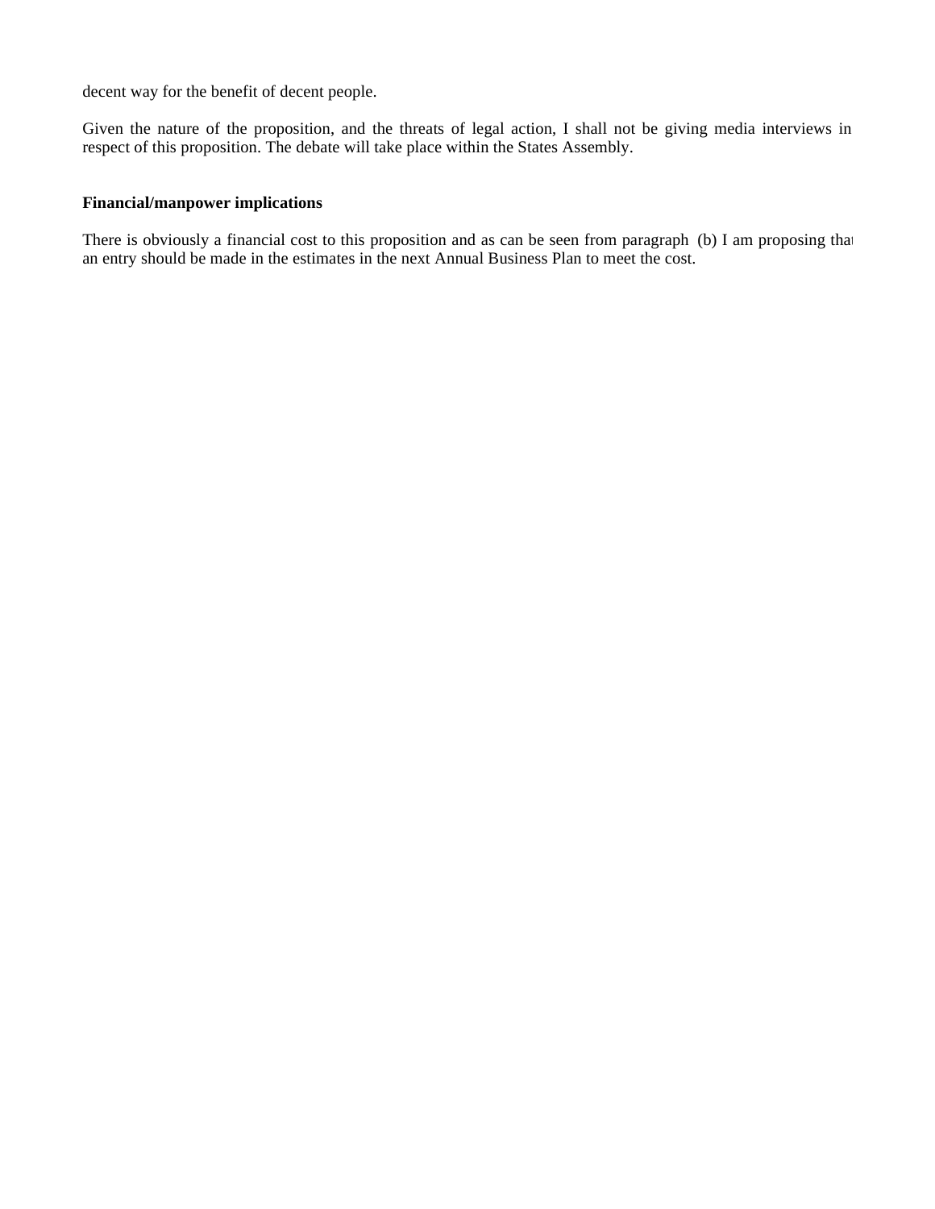decent way for the benefit of decent people.

Given the nature of the proposition, and the threats of legal action, I shall not be giving media interviews in respect of this proposition. The debate will take place within the States Assembly.

**Financial/manpower implications**

There is obviously a financial cost to this proposition and as can be seen from paragraph (b) I am proposing that an entry should be made in the estimates in the next Annual Business Plan to meet the cost.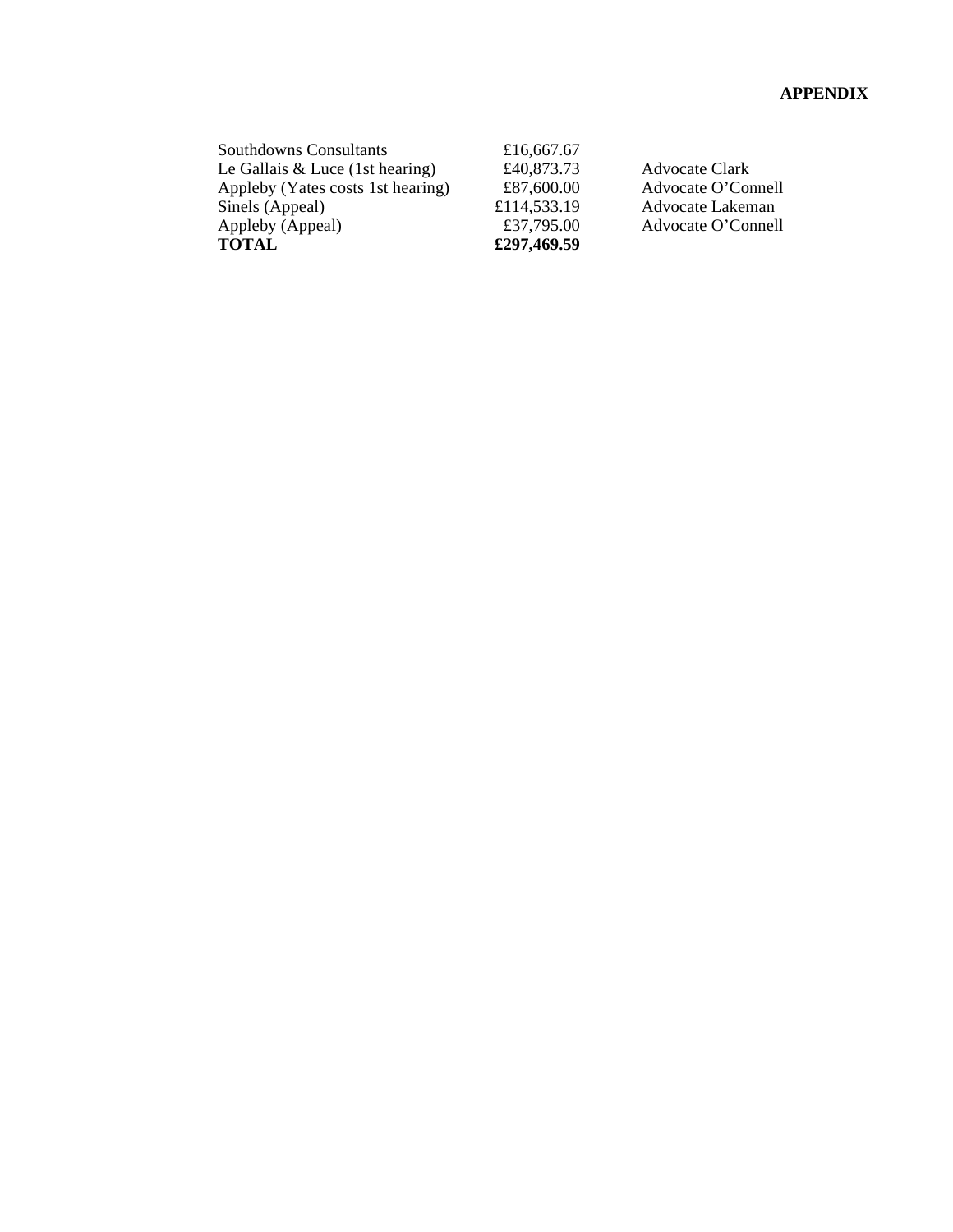**APPENDIX**

| | | |
|---|---|---|
| Southdowns Consultants | £16,667.67 | |
| Le Gallais & Luce (1st hearing) | £40,873.73 | Advocate Clark |
| Appleby (Yates costs 1st hearing) | £87,600.00 | Advocate O'Connell |
| Sinels (Appeal) | £114,533.19 | Advocate Lakeman |
| Appleby (Appeal) | £37,795.00 | Advocate O'Connell |
| **TOTAL** | **£297,469.59** | |